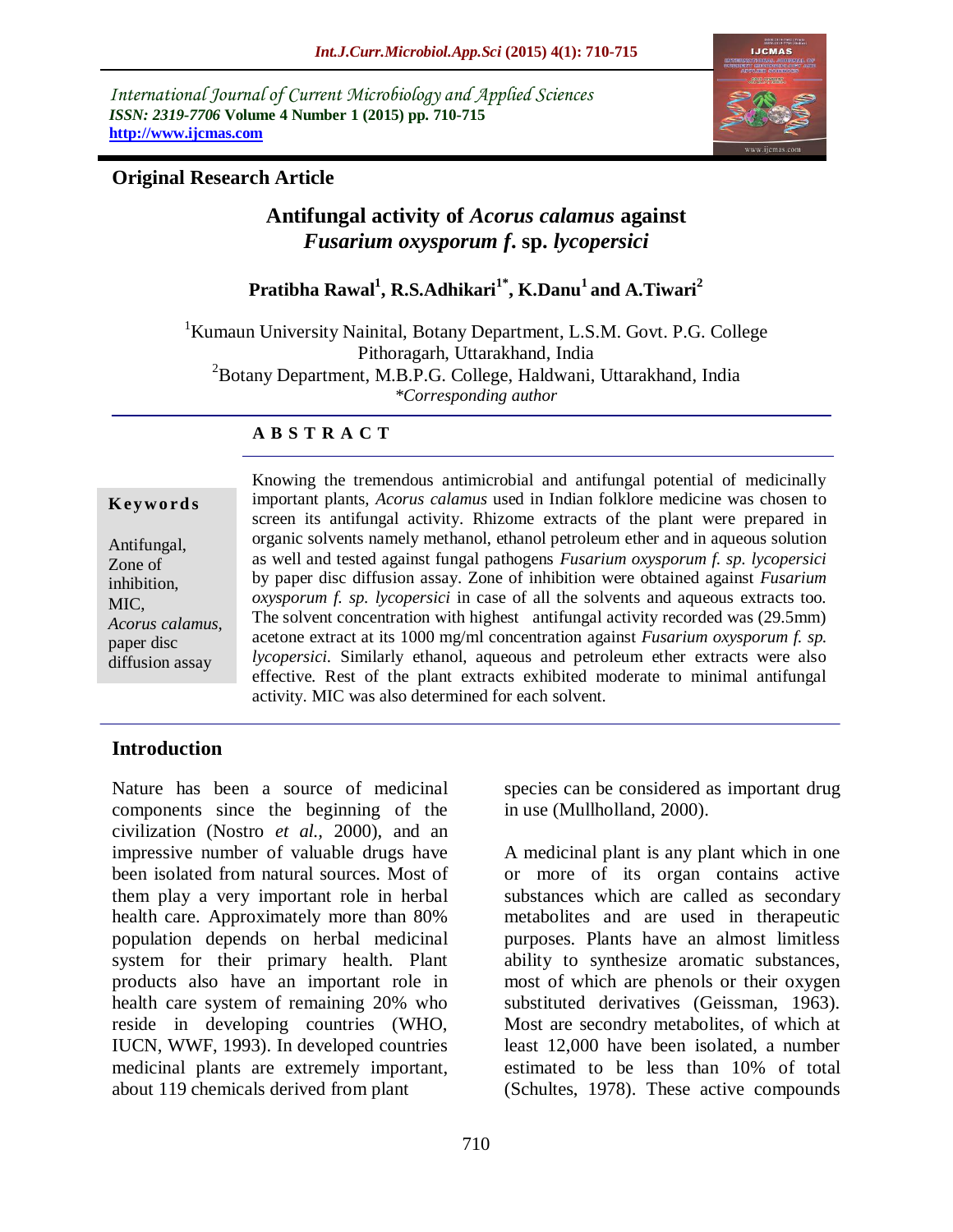International Journal of Current Microbiology and Applied Sciences
*ISSN: 2319-7706* **Volume 4 Number 1 (2015) pp. 710-715**
**http://www.ijcmas.com**

**Original Research Article**

# Antifungal activity of *Acorus calamus* against *Fusarium oxysporum f.* sp. *lycopersici*

**Pratibha Rawal[1], R.S.Adhikari[1*], K.Danu[1] and A.Tiwari[2]**

[1]Kumaun University Nainital, Botany Department, L.S.M. Govt. P.G. College Pithoragarh, Uttarakhand, India
[2]Botany Department, M.B.P.G. College, Haldwani, Uttarakhand, India
*\*Corresponding author*

## ABSTRACT

**Keywords**

Antifungal, Zone of inhibition, MIC, *Acorus calamus*, paper disc diffusion assay

Knowing the tremendous antimicrobial and antifungal potential of medicinally important plants, *Acorus calamus* used in Indian folklore medicine was chosen to screen its antifungal activity. Rhizome extracts of the plant were prepared in organic solvents namely methanol, ethanol petroleum ether and in aqueous solution as well and tested against fungal pathogens *Fusarium oxysporum f. sp. lycopersici* by paper disc diffusion assay. Zone of inhibition were obtained against *Fusarium oxysporum f. sp. lycopersici* in case of all the solvents and aqueous extracts too. The solvent concentration with highest antifungal activity recorded was (29.5mm) acetone extract at its 1000 mg/ml concentration against *Fusarium oxysporum f. sp. lycopersici*. Similarly ethanol, aqueous and petroleum ether extracts were also effective. Rest of the plant extracts exhibited moderate to minimal antifungal activity. MIC was also determined for each solvent.

## Introduction

Nature has been a source of medicinal components since the beginning of the civilization (Nostro *et al.*, 2000), and an impressive number of valuable drugs have been isolated from natural sources. Most of them play a very important role in herbal health care. Approximately more than 80% population depends on herbal medicinal system for their primary health. Plant products also have an important role in health care system of remaining 20% who reside in developing countries (WHO, IUCN, WWF, 1993). In developed countries medicinal plants are extremely important, about 119 chemicals derived from plant species can be considered as important drug in use (Mullholland, 2000).

A medicinal plant is any plant which in one or more of its organ contains active substances which are called as secondary metabolites and are used in therapeutic purposes. Plants have an almost limitless ability to synthesize aromatic substances, most of which are phenols or their oxygen substituted derivatives (Geissman, 1963). Most are secondry metabolites, of which at least 12,000 have been isolated, a number estimated to be less than 10% of total (Schultes, 1978). These active compounds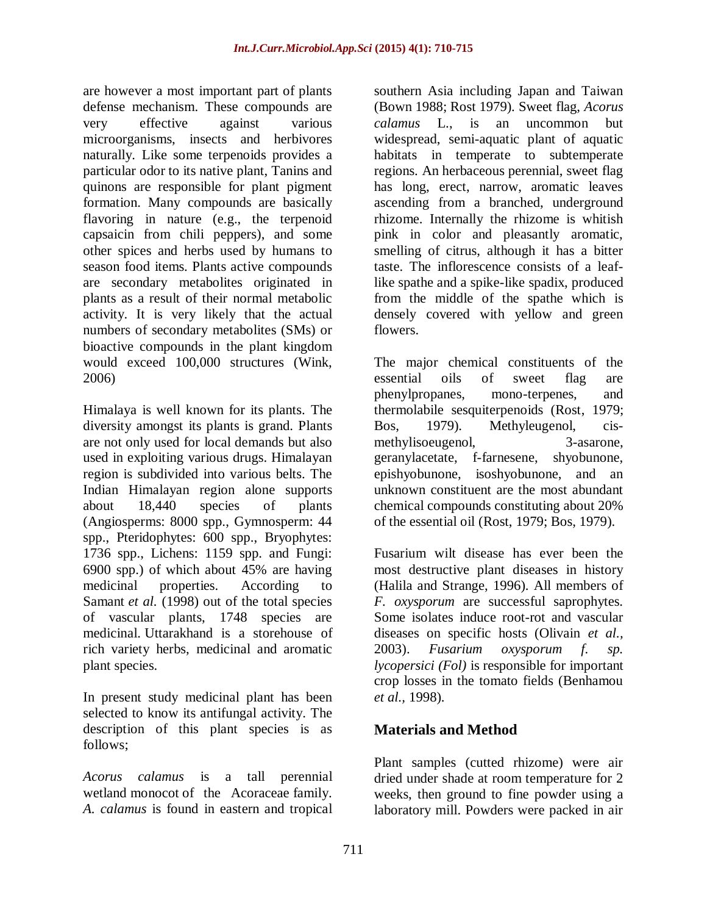are however a most important part of plants defense mechanism. These compounds are very effective against various microorganisms, insects and herbivores naturally. Like some terpenoids provides a particular odor to its native plant, Tanins and quinons are responsible for plant pigment formation. Many compounds are basically flavoring in nature (e.g., the terpenoid capsaicin from chili peppers), and some other spices and herbs used by humans to season food items. Plants active compounds are secondary metabolites originated in plants as a result of their normal metabolic activity. It is very likely that the actual numbers of secondary metabolites (SMs) or bioactive compounds in the plant kingdom would exceed 100,000 structures (Wink, 2006)

Himalaya is well known for its plants. The diversity amongst its plants is grand. Plants are not only used for local demands but also used in exploiting various drugs. Himalayan region is subdivided into various belts. The Indian Himalayan region alone supports about 18,440 species of plants (Angiosperms: 8000 spp., Gymnosperm: 44 spp., Pteridophytes: 600 spp., Bryophytes: 1736 spp., Lichens: 1159 spp. and Fungi: 6900 spp.) of which about 45% are having medicinal properties. According to Samant *et al.* (1998) out of the total species of vascular plants, 1748 species are medicinal. Uttarakhand is a storehouse of rich variety herbs, medicinal and aromatic plant species.

In present study medicinal plant has been selected to know its antifungal activity. The description of this plant species is as follows;

*Acorus calamus* is a tall perennial wetland monocot of the Acoraceae family. *A. calamus* is found in eastern and tropical southern Asia including Japan and Taiwan (Bown 1988; Rost 1979). Sweet flag, *Acorus calamus* L., is an uncommon but widespread, semi-aquatic plant of aquatic habitats in temperate to subtemperate regions. An herbaceous perennial, sweet flag has long, erect, narrow, aromatic leaves ascending from a branched, underground rhizome. Internally the rhizome is whitish pink in color and pleasantly aromatic, smelling of citrus, although it has a bitter taste. The inflorescence consists of a leaf-like spathe and a spike-like spadix, produced from the middle of the spathe which is densely covered with yellow and green flowers.

The major chemical constituents of the essential oils of sweet flag are phenylpropanes, mono-terpenes, and thermolabile sesquiterpenoids (Rost, 1979; Bos, 1979). Methyleugenol, cis-methylisoeugenol, 3-asarone, geranylacetate, f-farnesene, shyobunone, epishyobunone, isoshyobunone, and an unknown constituent are the most abundant chemical compounds constituting about 20% of the essential oil (Rost, 1979; Bos, 1979).

Fusarium wilt disease has ever been the most destructive plant diseases in history (Halila and Strange, 1996). All members of *F. oxysporum* are successful saprophytes. Some isolates induce root-rot and vascular diseases on specific hosts (Olivain *et al.,* 2003). *Fusarium oxysporum f. sp. lycopersici (Fol)* is responsible for important crop losses in the tomato fields (Benhamou *et al.,* 1998).

## Materials and Method

Plant samples (cutted rhizome) were air dried under shade at room temperature for 2 weeks, then ground to fine powder using a laboratory mill. Powders were packed in air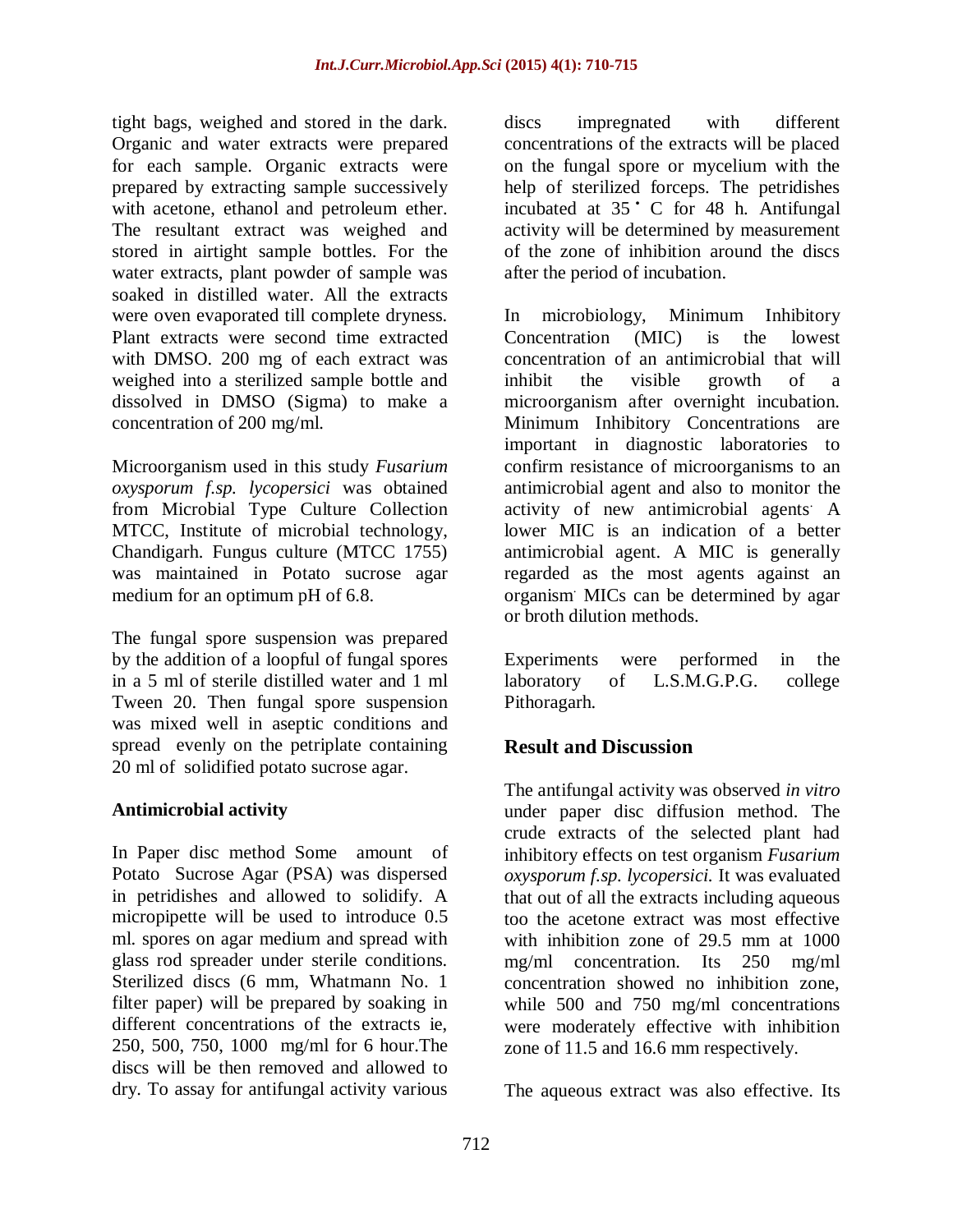tight bags, weighed and stored in the dark. Organic and water extracts were prepared for each sample. Organic extracts were prepared by extracting sample successively with acetone, ethanol and petroleum ether. The resultant extract was weighed and stored in airtight sample bottles. For the water extracts, plant powder of sample was soaked in distilled water. All the extracts were oven evaporated till complete dryness. Plant extracts were second time extracted with DMSO. 200 mg of each extract was weighed into a sterilized sample bottle and dissolved in DMSO (Sigma) to make a concentration of 200 mg/ml.

Microorganism used in this study *Fusarium oxysporum f.sp. lycopersici* was obtained from Microbial Type Culture Collection MTCC, Institute of microbial technology, Chandigarh. Fungus culture (MTCC 1755) was maintained in Potato sucrose agar medium for an optimum pH of 6.8.

The fungal spore suspension was prepared by the addition of a loopful of fungal spores in a 5 ml of sterile distilled water and 1 ml Tween 20. Then fungal spore suspension was mixed well in aseptic conditions and spread evenly on the petriplate containing 20 ml of solidified potato sucrose agar.

### Antimicrobial activity

In Paper disc method Some amount of Potato Sucrose Agar (PSA) was dispersed in petridishes and allowed to solidify. A micropipette will be used to introduce 0.5 ml. spores on agar medium and spread with glass rod spreader under sterile conditions. Sterilized discs (6 mm, Whatmann No. 1 filter paper) will be prepared by soaking in different concentrations of the extracts ie, 250, 500, 750, 1000 mg/ml for 6 hour.The discs will be then removed and allowed to dry. To assay for antifungal activity various discs impregnated with different concentrations of the extracts will be placed on the fungal spore or mycelium with the help of sterilized forceps. The petridishes incubated at 35 ˚ C for 48 h. Antifungal activity will be determined by measurement of the zone of inhibition around the discs after the period of incubation.

In microbiology, Minimum Inhibitory Concentration (MIC) is the lowest concentration of an antimicrobial that will inhibit the visible growth of a microorganism after overnight incubation. Minimum Inhibitory Concentrations are important in diagnostic laboratories to confirm resistance of microorganisms to an antimicrobial agent and also to monitor the activity of new antimicrobial agents. A lower MIC is an indication of a better antimicrobial agent. A MIC is generally regarded as the most agents against an organism. MICs can be determined by agar or broth dilution methods.

Experiments were performed in the laboratory of L.S.M.G.P.G. college Pithoragarh.

## Result and Discussion

The antifungal activity was observed *in vitro* under paper disc diffusion method. The crude extracts of the selected plant had inhibitory effects on test organism *Fusarium oxysporum f.sp. lycopersici.* It was evaluated that out of all the extracts including aqueous too the acetone extract was most effective with inhibition zone of 29.5 mm at 1000 mg/ml concentration. Its 250 mg/ml concentration showed no inhibition zone, while 500 and 750 mg/ml concentrations were moderately effective with inhibition zone of 11.5 and 16.6 mm respectively.

The aqueous extract was also effective. Its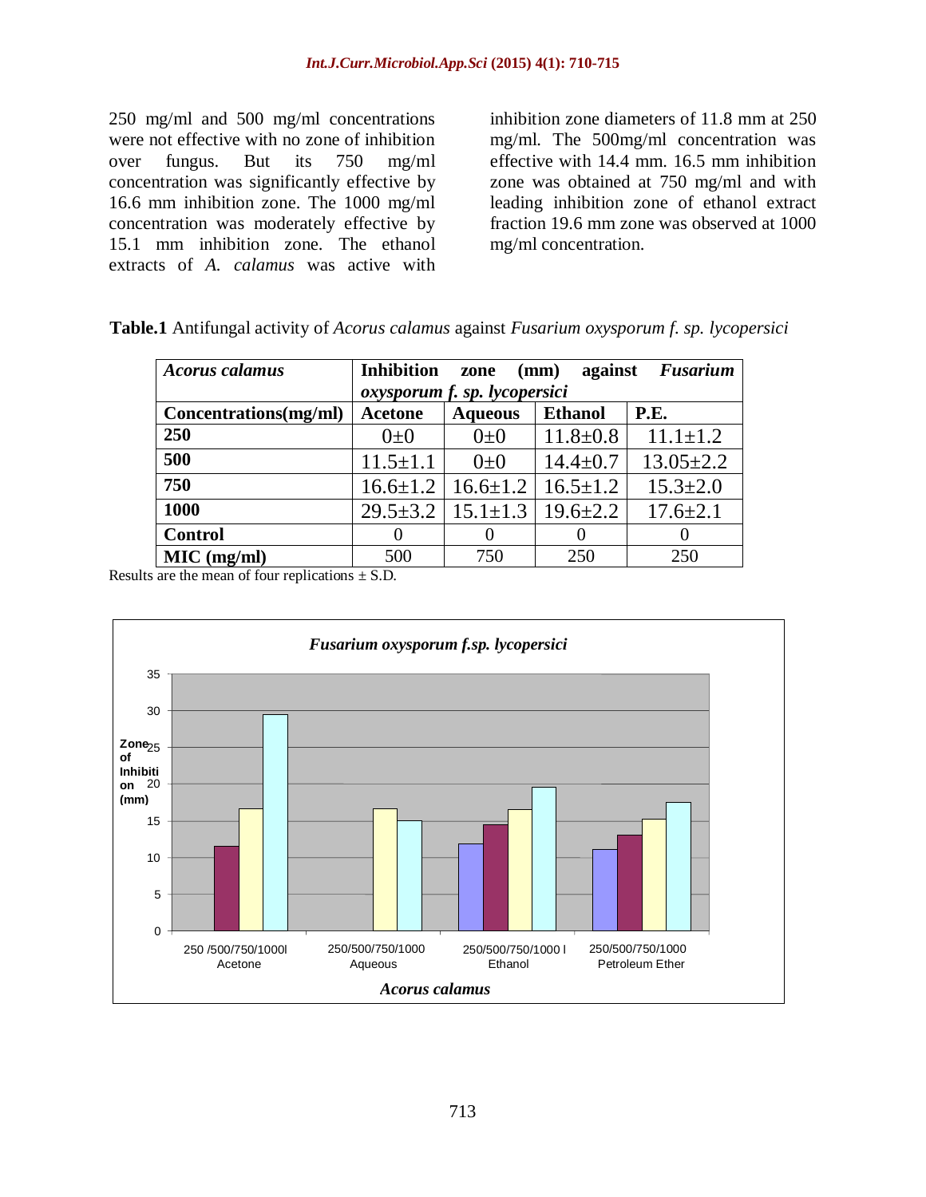250 mg/ml and 500 mg/ml concentrations were not effective with no zone of inhibition over fungus. But its 750 mg/ml concentration was significantly effective by 16.6 mm inhibition zone. The 1000 mg/ml concentration was moderately effective by 15.1 mm inhibition zone. The ethanol extracts of *A. calamus* was active with inhibition zone diameters of 11.8 mm at 250 mg/ml. The 500mg/ml concentration was effective with 14.4 mm. 16.5 mm inhibition zone was obtained at 750 mg/ml and with leading inhibition zone of ethanol extract fraction 19.6 mm zone was observed at 1000 mg/ml concentration.

**Table.1** Antifungal activity of *Acorus calamus* against *Fusarium oxysporum f. sp. lycopersici*

| ***Acorus calamus*** | **Inhibition zone (mm) against *Fusarium oxysporum f. sp. lycopersici*** | | | |
|---|---|---|---|---|
| **Concentrations(mg/ml)** | **Acetone** | **Aqueous** | **Ethanol** | **P.E.** |
| **250** | 0±0 | 0±0 | 11.8±0.8 | 11.1±1.2 |
| **500** | 11.5±1.1 | 0±0 | 14.4±0.7 | 13.05±2.2 |
| **750** | 16.6±1.2 | 16.6±1.2 | 16.5±1.2 | 15.3±2.0 |
| **1000** | 29.5±3.2 | 15.1±1.3 | 19.6±2.2 | 17.6±2.1 |
| **Control** | 0 | 0 | 0 | 0 |
| **MIC (mg/ml)** | 500 | 750 | 250 | 250 |

Results are the mean of four replications ± S.D.

*Fusarium oxysporum f.sp. lycopersici*

| Concentration (mg/ml) | Acetone | Aqueous | Ethanol | Petroleum Ether |
|---|---|---|---|---|
| 250 | 0 | 0 | 11.8 | 11.1 |
| 500 | 11.5 | 0 | 14.4 | 13.05 |
| 750 | 16.6 | 16.6 | 16.5 | 15.3 |
| 1000 | 29.5 | 15.1 | 19.6 | 17.6 |

Y-axis: Zone of Inhibition (mm); X-axis: *Acorus calamus* (250/500/750/1000 for each of Acetone, Aqueous, Ethanol, Petroleum Ether)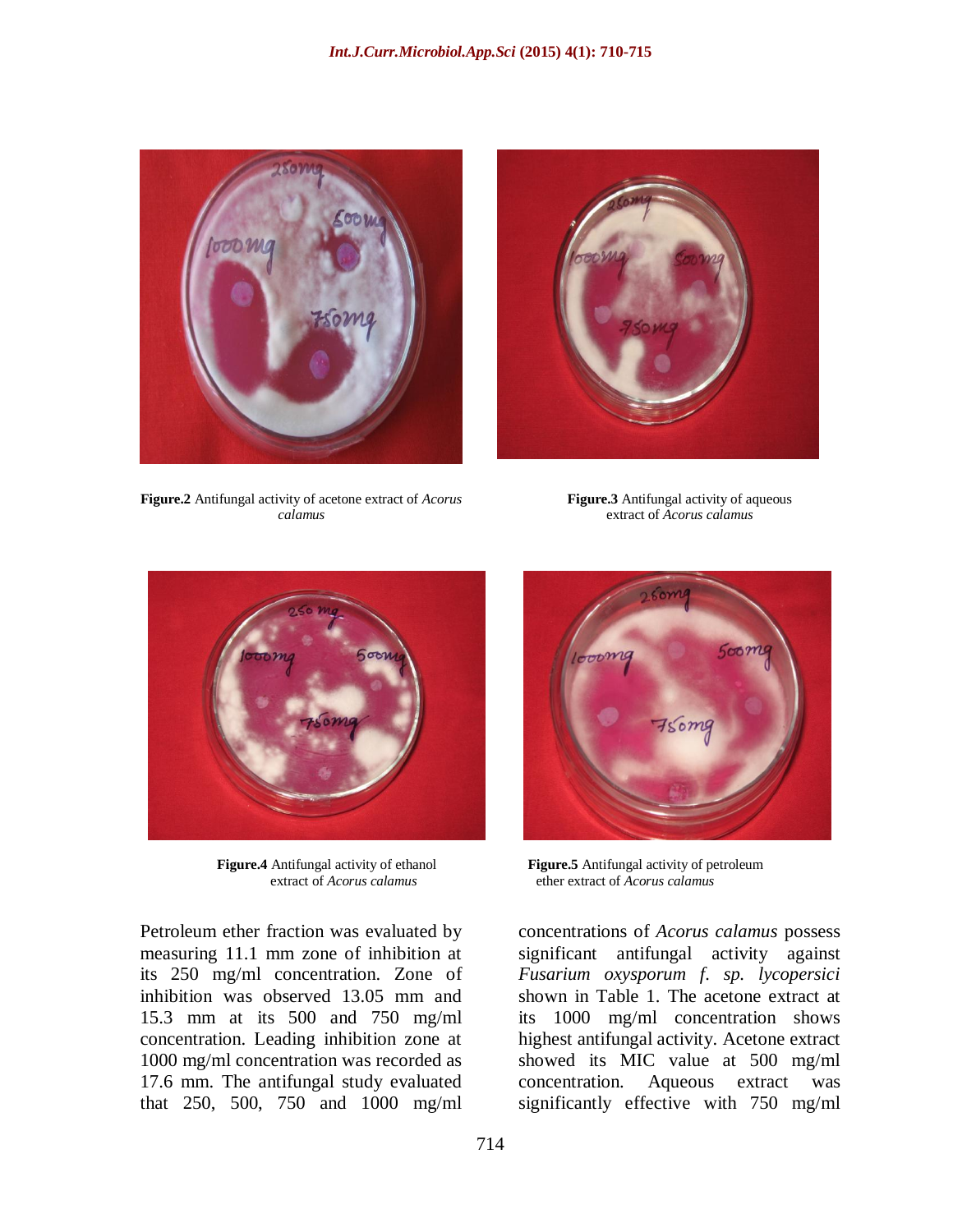**Figure.2** Antifungal activity of acetone extract of *Acorus calamus*

**Figure.3** Antifungal activity of aqueous extract of *Acorus calamus*

**Figure.4** Antifungal activity of ethanol extract of *Acorus calamus*

**Figure.5** Antifungal activity of petroleum ether extract of *Acorus calamus*

Petroleum ether fraction was evaluated by measuring 11.1 mm zone of inhibition at its 250 mg/ml concentration. Zone of inhibition was observed 13.05 mm and 15.3 mm at its 500 and 750 mg/ml concentration. Leading inhibition zone at 1000 mg/ml concentration was recorded as 17.6 mm. The antifungal study evaluated that 250, 500, 750 and 1000 mg/ml concentrations of *Acorus calamus* possess significant antifungal activity against *Fusarium oxysporum f. sp. lycopersici* shown in Table 1. The acetone extract at its 1000 mg/ml concentration shows highest antifungal activity. Acetone extract showed its MIC value at 500 mg/ml concentration. Aqueous extract was significantly effective with 750 mg/ml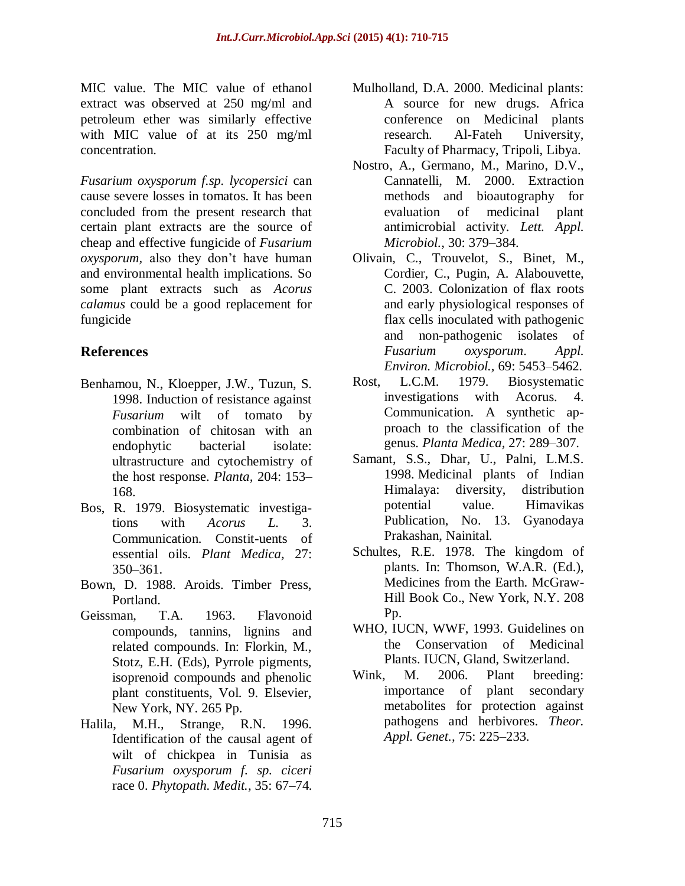MIC value. The MIC value of ethanol extract was observed at 250 mg/ml and petroleum ether was similarly effective with MIC value of at its 250 mg/ml concentration.

*Fusarium oxysporum f.sp. lycopersici* can cause severe losses in tomatos. It has been concluded from the present research that certain plant extracts are the source of cheap and effective fungicide of *Fusarium oxysporum*, also they don't have human and environmental health implications. So some plant extracts such as *Acorus calamus* could be a good replacement for fungicide

## References

- Benhamou, N., Kloepper, J.W., Tuzun, S. 1998. Induction of resistance against *Fusarium* wilt of tomato by combination of chitosan with an endophytic bacterial isolate: ultrastructure and cytochemistry of the host response. *Planta,* 204: 153–168.
- Bos, R. 1979. Biosystematic investigations with *Acorus L.* 3. Communication. Constit-uents of essential oils. *Plant Medica,* 27: 350–361.
- Bown, D. 1988. Aroids. Timber Press, Portland.
- Geissman, T.A. 1963. Flavonoid compounds, tannins, lignins and related compounds. In: Florkin, M., Stotz, E.H. (Eds), Pyrrole pigments, isoprenoid compounds and phenolic plant constituents, Vol. 9. Elsevier, New York, NY. 265 Pp.
- Halila, M.H., Strange, R.N. 1996. Identification of the causal agent of wilt of chickpea in Tunisia as *Fusarium oxysporum f. sp. ciceri* race 0. *Phytopath. Medit.,* 35: 67–74.
- Mulholland, D.A. 2000. Medicinal plants: A source for new drugs. Africa conference on Medicinal plants research. Al-Fateh University, Faculty of Pharmacy, Tripoli, Libya.
- Nostro, A., Germano, M., Marino, D.V., Cannatelli, M. 2000. Extraction methods and bioautography for evaluation of medicinal plant antimicrobial activity. *Lett. Appl. Microbiol.,* 30: 379–384.
- Olivain, C., Trouvelot, S., Binet, M., Cordier, C., Pugin, A. Alabouvette, C. 2003. Colonization of flax roots and early physiological responses of flax cells inoculated with pathogenic and non-pathogenic isolates of *Fusarium oxysporum*. *Appl. Environ. Microbiol.,* 69: 5453–5462.
- Rost, L.C.M. 1979. Biosystematic investigations with Acorus. 4. Communication. A synthetic approach to the classification of the genus. *Planta Medica,* 27: 289–307.
- Samant, S.S., Dhar, U., Palni, L.M.S. 1998. Medicinal plants of Indian Himalaya: diversity, distribution potential value. Himavikas Publication, No. 13. Gyanodaya Prakashan, Nainital.
- Schultes, R.E. 1978. The kingdom of plants. In: Thomson, W.A.R. (Ed.), Medicines from the Earth. McGraw-Hill Book Co., New York, N.Y. 208 Pp.
- WHO, IUCN, WWF, 1993. Guidelines on the Conservation of Medicinal Plants. IUCN, Gland, Switzerland.
- Wink, M. 2006. Plant breeding: importance of plant secondary metabolites for protection against pathogens and herbivores. *Theor. Appl. Genet.,* 75: 225–233.